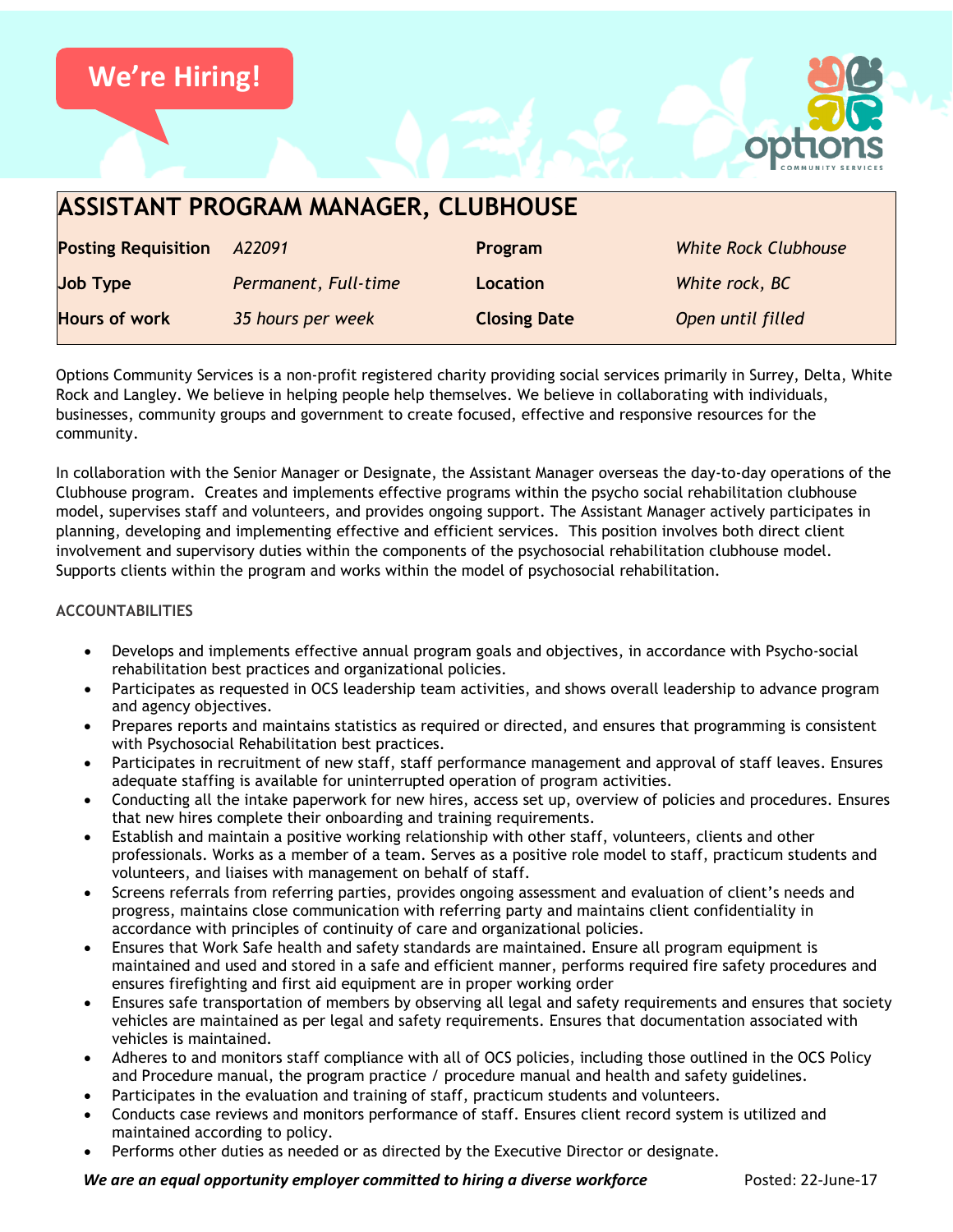We're Hiring!

# ASSISTANT PROGRAM MANAGER, CLUBHOUSE

| | | | |
|---|---|---|---|
| **Posting Requisition** | *A22091* | **Program** | *White Rock Clubhouse* |
| **Job Type** | *Permanent, Full-time* | **Location** | *White rock, BC* |
| **Hours of work** | *35 hours per week* | **Closing Date** | *Open until filled* |

Options Community Services is a non-profit registered charity providing social services primarily in Surrey, Delta, White Rock and Langley. We believe in helping people help themselves. We believe in collaborating with individuals, businesses, community groups and government to create focused, effective and responsive resources for the community.

In collaboration with the Senior Manager or Designate, the Assistant Manager overseas the day-to-day operations of the Clubhouse program. Creates and implements effective programs within the psycho social rehabilitation clubhouse model, supervises staff and volunteers, and provides ongoing support. The Assistant Manager actively participates in planning, developing and implementing effective and efficient services. This position involves both direct client involvement and supervisory duties within the components of the psychosocial rehabilitation clubhouse model. Supports clients within the program and works within the model of psychosocial rehabilitation.

## ACCOUNTABILITIES

- Develops and implements effective annual program goals and objectives, in accordance with Psycho-social rehabilitation best practices and organizational policies.
- Participates as requested in OCS leadership team activities, and shows overall leadership to advance program and agency objectives.
- Prepares reports and maintains statistics as required or directed, and ensures that programming is consistent with Psychosocial Rehabilitation best practices.
- Participates in recruitment of new staff, staff performance management and approval of staff leaves. Ensures adequate staffing is available for uninterrupted operation of program activities.
- Conducting all the intake paperwork for new hires, access set up, overview of policies and procedures. Ensures that new hires complete their onboarding and training requirements.
- Establish and maintain a positive working relationship with other staff, volunteers, clients and other professionals. Works as a member of a team. Serves as a positive role model to staff, practicum students and volunteers, and liaises with management on behalf of staff.
- Screens referrals from referring parties, provides ongoing assessment and evaluation of client's needs and progress, maintains close communication with referring party and maintains client confidentiality in accordance with principles of continuity of care and organizational policies.
- Ensures that Work Safe health and safety standards are maintained. Ensure all program equipment is maintained and used and stored in a safe and efficient manner, performs required fire safety procedures and ensures firefighting and first aid equipment are in proper working order
- Ensures safe transportation of members by observing all legal and safety requirements and ensures that society vehicles are maintained as per legal and safety requirements. Ensures that documentation associated with vehicles is maintained.
- Adheres to and monitors staff compliance with all of OCS policies, including those outlined in the OCS Policy and Procedure manual, the program practice / procedure manual and health and safety guidelines.
- Participates in the evaluation and training of staff, practicum students and volunteers.
- Conducts case reviews and monitors performance of staff. Ensures client record system is utilized and maintained according to policy.
- Performs other duties as needed or as directed by the Executive Director or designate.

***We are an equal opportunity employer committed to hiring a diverse workforce*** Posted: 22-June-17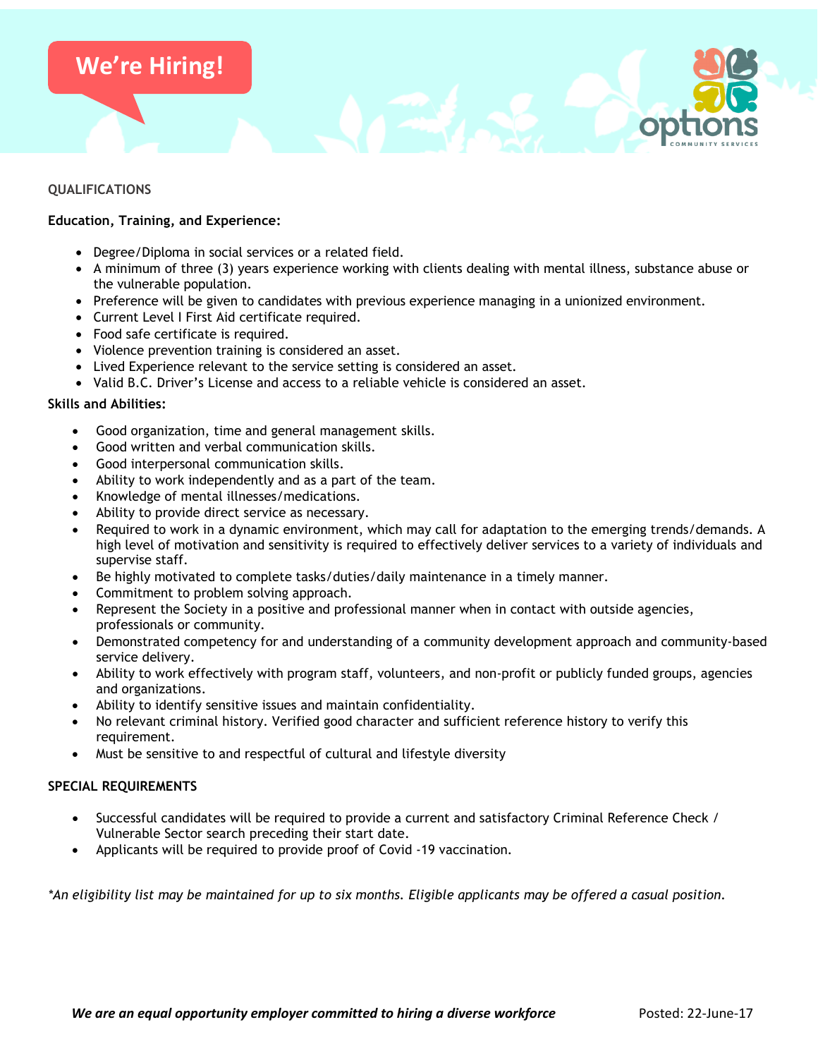We're Hiring!

## QUALIFICATIONS

**Education, Training, and Experience:**

- Degree/Diploma in social services or a related field.
- A minimum of three (3) years experience working with clients dealing with mental illness, substance abuse or the vulnerable population.
- Preference will be given to candidates with previous experience managing in a unionized environment.
- Current Level I First Aid certificate required.
- Food safe certificate is required.
- Violence prevention training is considered an asset.
- Lived Experience relevant to the service setting is considered an asset.
- Valid B.C. Driver's License and access to a reliable vehicle is considered an asset.

**Skills and Abilities:**

- Good organization, time and general management skills.
- Good written and verbal communication skills.
- Good interpersonal communication skills.
- Ability to work independently and as a part of the team.
- Knowledge of mental illnesses/medications.
- Ability to provide direct service as necessary.
- Required to work in a dynamic environment, which may call for adaptation to the emerging trends/demands. A high level of motivation and sensitivity is required to effectively deliver services to a variety of individuals and supervise staff.
- Be highly motivated to complete tasks/duties/daily maintenance in a timely manner.
- Commitment to problem solving approach.
- Represent the Society in a positive and professional manner when in contact with outside agencies, professionals or community.
- Demonstrated competency for and understanding of a community development approach and community-based service delivery.
- Ability to work effectively with program staff, volunteers, and non-profit or publicly funded groups, agencies and organizations.
- Ability to identify sensitive issues and maintain confidentiality.
- No relevant criminal history. Verified good character and sufficient reference history to verify this requirement.
- Must be sensitive to and respectful of cultural and lifestyle diversity

## SPECIAL REQUIREMENTS

- Successful candidates will be required to provide a current and satisfactory Criminal Reference Check / Vulnerable Sector search preceding their start date.
- Applicants will be required to provide proof of Covid -19 vaccination.

*\*An eligibility list may be maintained for up to six months. Eligible applicants may be offered a casual position.*

***We are an equal opportunity employer committed to hiring a diverse workforce***

Posted: 22-June-17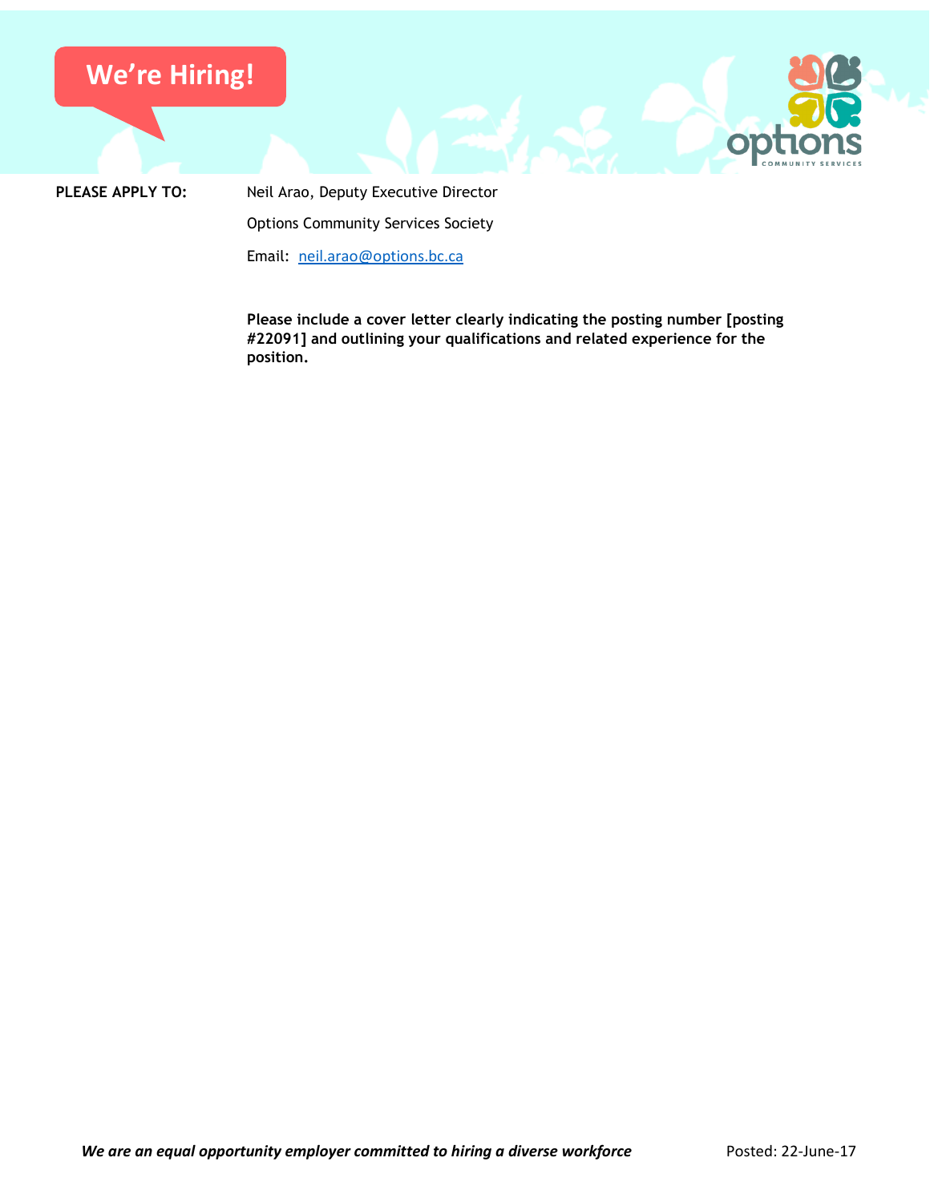We're Hiring!

**PLEASE APPLY TO:** Neil Arao, Deputy Executive Director

Options Community Services Society

Email: neil.arao@options.bc.ca

**Please include a cover letter clearly indicating the posting number [posting #22091] and outlining your qualifications and related experience for the position.**

***We are an equal opportunity employer committed to hiring a diverse workforce***

Posted: 22-June-17